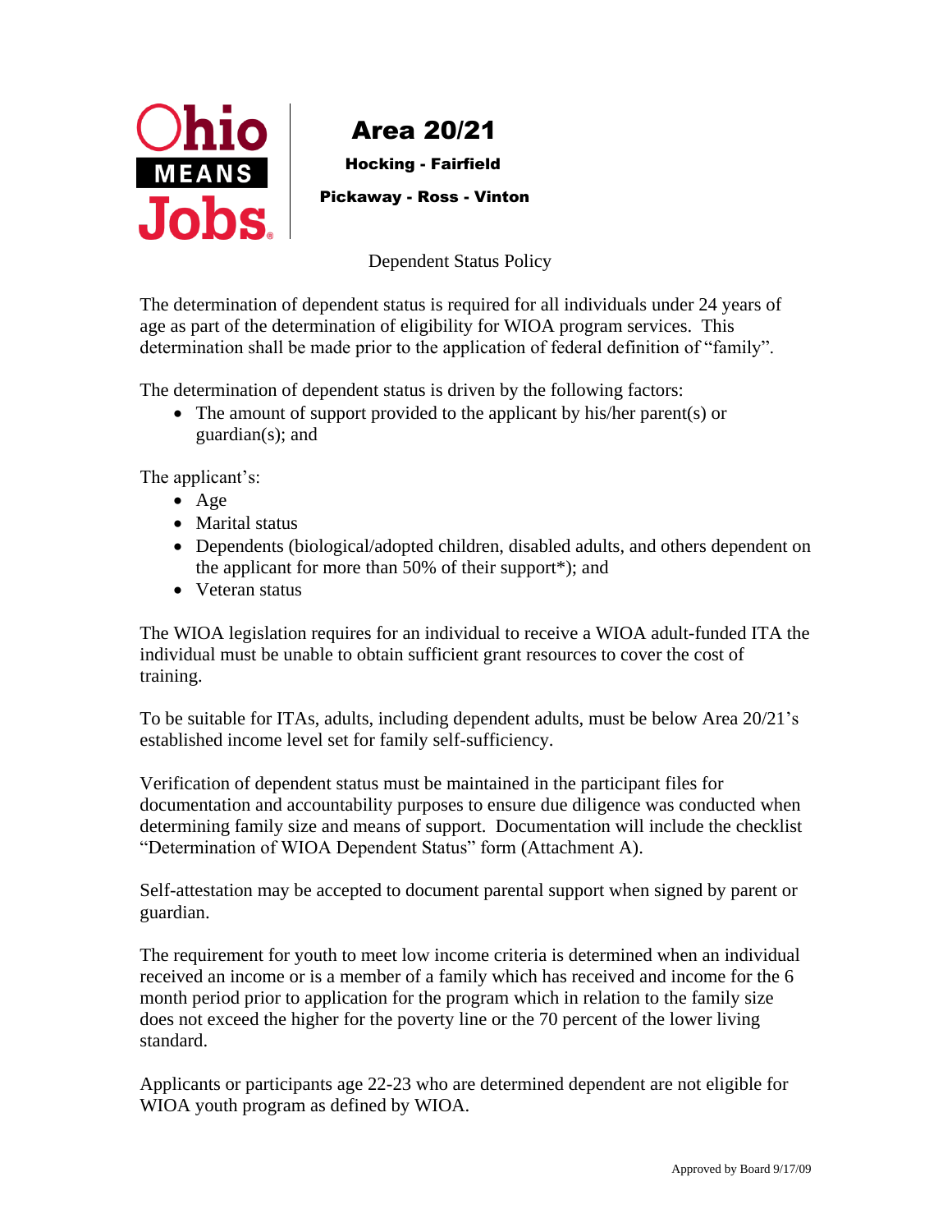# Area 20/21

**Hocking - Fairfield**

**Pickaway - Ross - Vinton**

## Dependent Status Policy

The determination of dependent status is required for all individuals under 24 years of age as part of the determination of eligibility for WIOA program services. This determination shall be made prior to the application of federal definition of "family".

The determination of dependent status is driven by the following factors:

- The amount of support provided to the applicant by his/her parent(s) or guardian(s); and

The applicant's:

- Age
- Marital status
- Dependents (biological/adopted children, disabled adults, and others dependent on the applicant for more than 50% of their support*); and
- Veteran status

The WIOA legislation requires for an individual to receive a WIOA adult-funded ITA the individual must be unable to obtain sufficient grant resources to cover the cost of training.

To be suitable for ITAs, adults, including dependent adults, must be below Area 20/21's established income level set for family self-sufficiency.

Verification of dependent status must be maintained in the participant files for documentation and accountability purposes to ensure due diligence was conducted when determining family size and means of support. Documentation will include the checklist "Determination of WIOA Dependent Status" form (Attachment A).

Self-attestation may be accepted to document parental support when signed by parent or guardian.

The requirement for youth to meet low income criteria is determined when an individual received an income or is a member of a family which has received and income for the 6 month period prior to application for the program which in relation to the family size does not exceed the higher for the poverty line or the 70 percent of the lower living standard.

Applicants or participants age 22-23 who are determined dependent are not eligible for WIOA youth program as defined by WIOA.

Approved by Board 9/17/09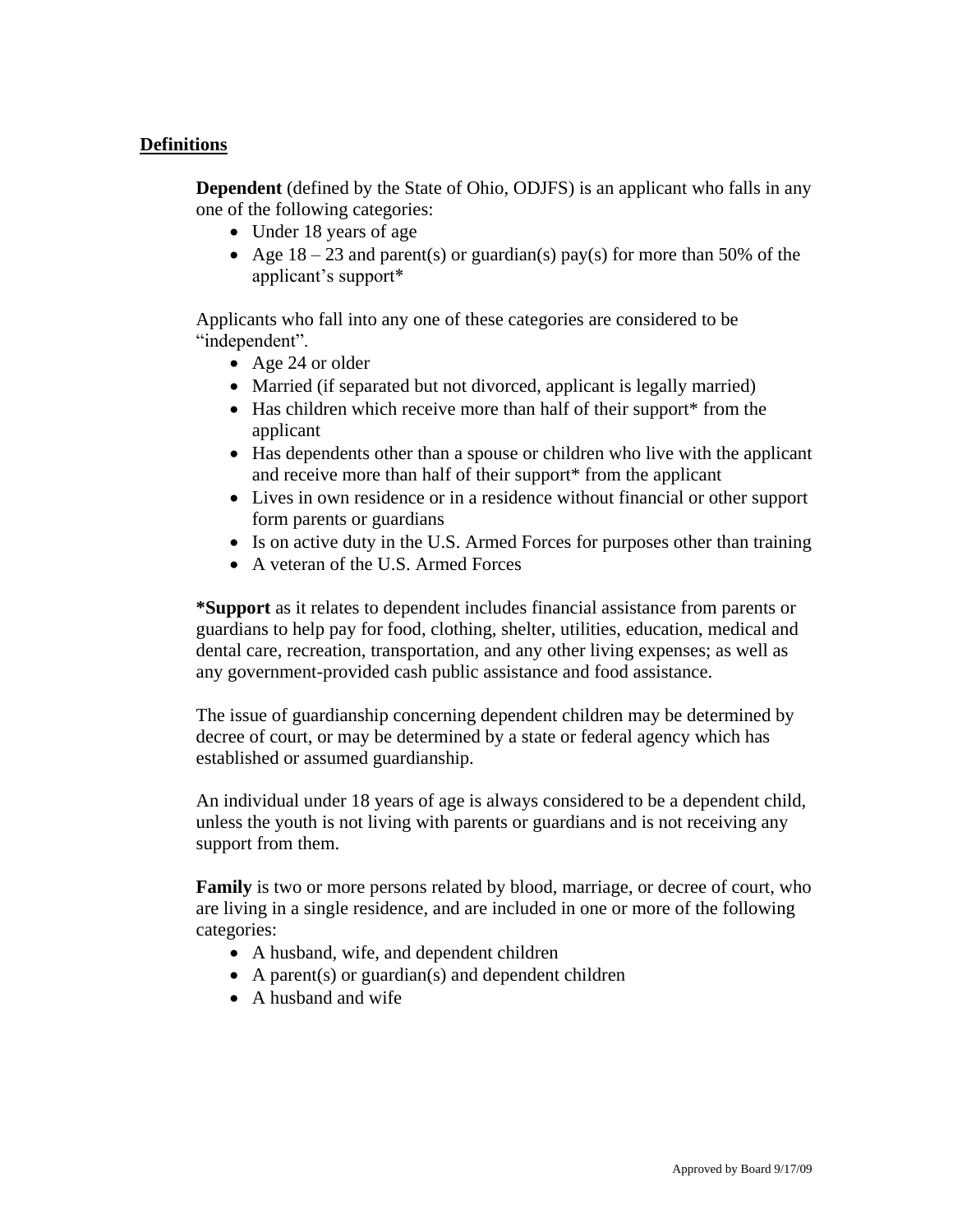## **Definitions**

**Dependent** (defined by the State of Ohio, ODJFS) is an applicant who falls in any one of the following categories:

- Under 18 years of age
- Age 18 – 23 and parent(s) or guardian(s) pay(s) for more than 50% of the applicant's support*

Applicants who fall into any one of these categories are considered to be "independent".

- Age 24 or older
- Married (if separated but not divorced, applicant is legally married)
- Has children which receive more than half of their support* from the applicant
- Has dependents other than a spouse or children who live with the applicant and receive more than half of their support* from the applicant
- Lives in own residence or in a residence without financial or other support form parents or guardians
- Is on active duty in the U.S. Armed Forces for purposes other than training
- A veteran of the U.S. Armed Forces

***Support** as it relates to dependent includes financial assistance from parents or guardians to help pay for food, clothing, shelter, utilities, education, medical and dental care, recreation, transportation, and any other living expenses; as well as any government-provided cash public assistance and food assistance.

The issue of guardianship concerning dependent children may be determined by decree of court, or may be determined by a state or federal agency which has established or assumed guardianship.

An individual under 18 years of age is always considered to be a dependent child, unless the youth is not living with parents or guardians and is not receiving any support from them.

**Family** is two or more persons related by blood, marriage, or decree of court, who are living in a single residence, and are included in one or more of the following categories:

- A husband, wife, and dependent children
- A parent(s) or guardian(s) and dependent children
- A husband and wife

Approved by Board 9/17/09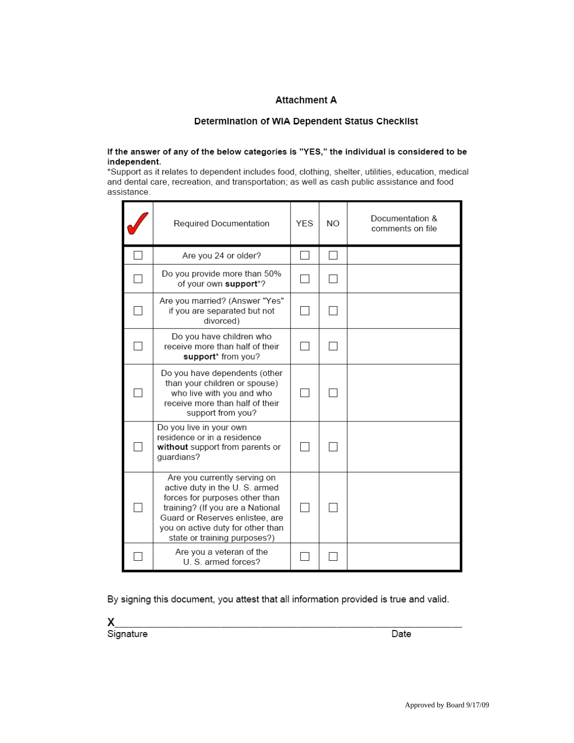## Attachment A

### Determination of WIA Dependent Status Checklist

**If the answer of any of the below categories is "YES," the individual is considered to be independent.**

*Support as it relates to dependent includes food, clothing, shelter, utilities, education, medical and dental care, recreation, and transportation; as well as cash public assistance and food assistance.

| ✓ | Required Documentation | YES | NO | Documentation & comments on file |
|---|---|---|---|---|
| ☐ | Are you 24 or older? | ☐ | ☐ | |
| ☐ | Do you provide more than 50% of your own **support***? | ☐ | ☐ | |
| ☐ | Are you married? (Answer "Yes" if you are separated but not divorced) | ☐ | ☐ | |
| ☐ | Do you have children who receive more than half of their **support*** from you? | ☐ | ☐ | |
| ☐ | Do you have dependents (other than your children or spouse) who live with you and who receive more than half of their support from you? | ☐ | ☐ | |
| ☐ | Do you live in your own residence or in a residence **without** support from parents or guardians? | ☐ | ☐ | |
| ☐ | Are you currently serving on active duty in the U. S. armed forces for purposes other than training? (If you are a National Guard or Reserves enlistee, are you on active duty for other than state or training purposes?) | ☐ | ☐ | |
| ☐ | Are you a veteran of the U. S. armed forces? | ☐ | ☐ | |

By signing this document, you attest that all information provided is true and valid.

X______________________________________________________________

Signature                                                                                                   Date

Approved by Board 9/17/09